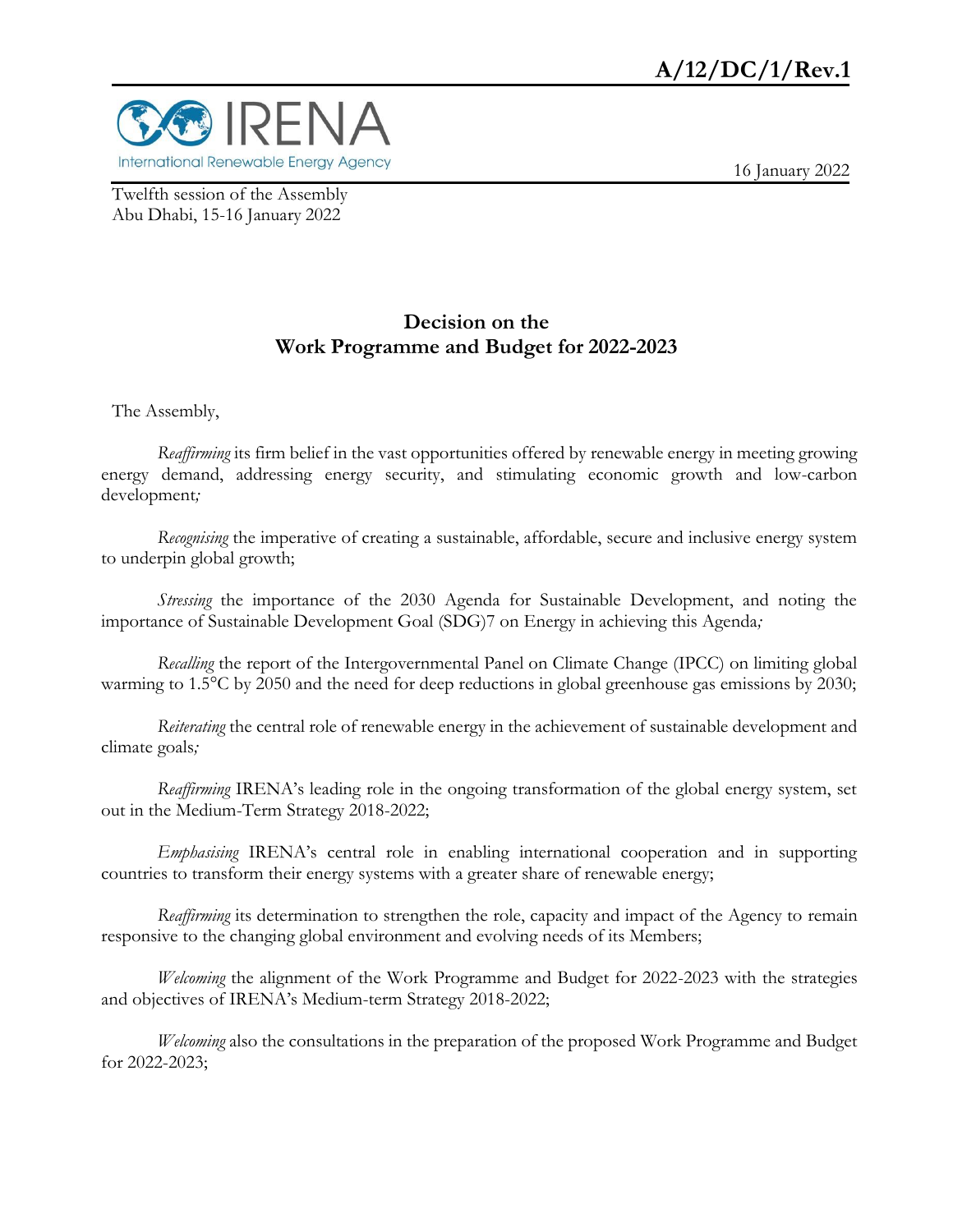**A/12/DC/1/Rev.1**

IRENA
International Renewable Energy Agency

16 January 2022

Twelfth session of the Assembly
Abu Dhabi, 15-16 January 2022

# Decision on the Work Programme and Budget for 2022-2023

The Assembly,

*Reaffirming* its firm belief in the vast opportunities offered by renewable energy in meeting growing energy demand, addressing energy security, and stimulating economic growth and low-carbon development;

*Recognising* the imperative of creating a sustainable, affordable, secure and inclusive energy system to underpin global growth;

*Stressing* the importance of the 2030 Agenda for Sustainable Development, and noting the importance of Sustainable Development Goal (SDG)7 on Energy in achieving this Agenda;

*Recalling* the report of the Intergovernmental Panel on Climate Change (IPCC) on limiting global warming to 1.5°C by 2050 and the need for deep reductions in global greenhouse gas emissions by 2030;

*Reiterating* the central role of renewable energy in the achievement of sustainable development and climate goals;

*Reaffirming* IRENA's leading role in the ongoing transformation of the global energy system, set out in the Medium-Term Strategy 2018-2022;

*Emphasising* IRENA's central role in enabling international cooperation and in supporting countries to transform their energy systems with a greater share of renewable energy;

*Reaffirming* its determination to strengthen the role, capacity and impact of the Agency to remain responsive to the changing global environment and evolving needs of its Members;

*Welcoming* the alignment of the Work Programme and Budget for 2022-2023 with the strategies and objectives of IRENA's Medium-term Strategy 2018-2022;

*Welcoming* also the consultations in the preparation of the proposed Work Programme and Budget for 2022-2023;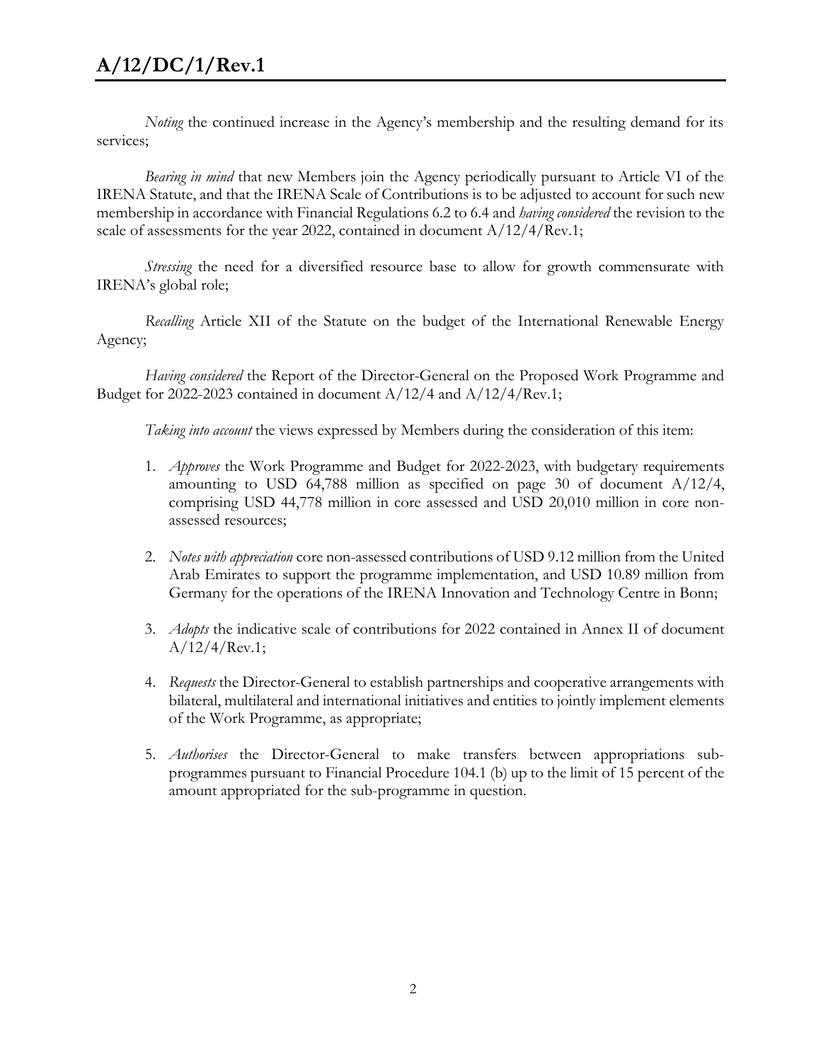*Noting* the continued increase in the Agency's membership and the resulting demand for its services;

*Bearing in mind* that new Members join the Agency periodically pursuant to Article VI of the IRENA Statute, and that the IRENA Scale of Contributions is to be adjusted to account for such new membership in accordance with Financial Regulations 6.2 to 6.4 and *having considered* the revision to the scale of assessments for the year 2022, contained in document A/12/4/Rev.1;

*Stressing* the need for a diversified resource base to allow for growth commensurate with IRENA's global role;

*Recalling* Article XII of the Statute on the budget of the International Renewable Energy Agency;

*Having considered* the Report of the Director-General on the Proposed Work Programme and Budget for 2022-2023 contained in document A/12/4 and A/12/4/Rev.1;

*Taking into account* the views expressed by Members during the consideration of this item:

1. *Approves* the Work Programme and Budget for 2022-2023, with budgetary requirements amounting to USD 64,788 million as specified on page 30 of document A/12/4, comprising USD 44,778 million in core assessed and USD 20,010 million in core non-assessed resources;

2. *Notes with appreciation* core non-assessed contributions of USD 9.12 million from the United Arab Emirates to support the programme implementation, and USD 10.89 million from Germany for the operations of the IRENA Innovation and Technology Centre in Bonn;

3. *Adopts* the indicative scale of contributions for 2022 contained in Annex II of document A/12/4/Rev.1;

4. *Requests* the Director-General to establish partnerships and cooperative arrangements with bilateral, multilateral and international initiatives and entities to jointly implement elements of the Work Programme, as appropriate;

5. *Authorises* the Director-General to make transfers between appropriations sub-programmes pursuant to Financial Procedure 104.1 (b) up to the limit of 15 percent of the amount appropriated for the sub-programme in question.